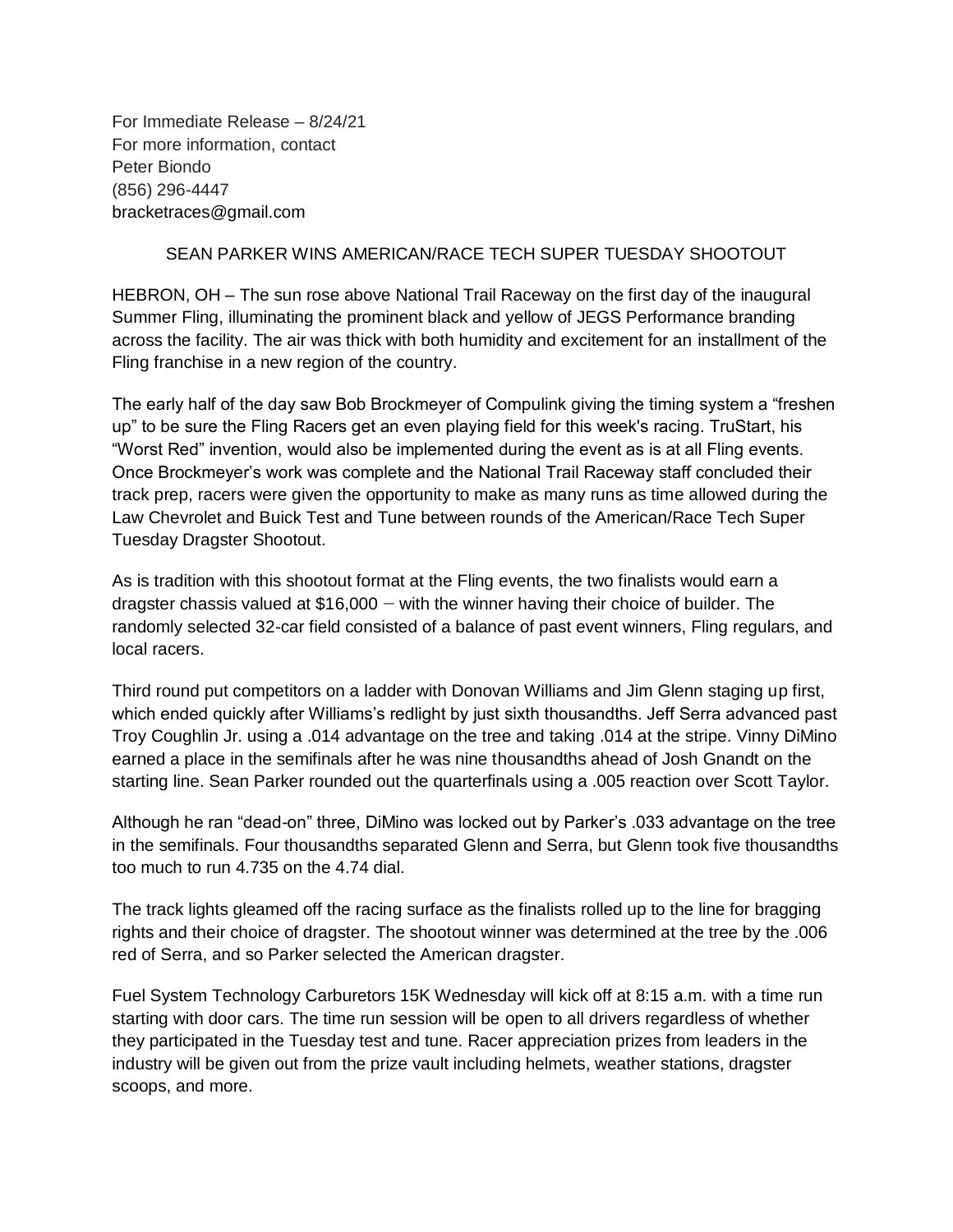For Immediate Release – 8/24/21
For more information, contact
Peter Biondo
(856) 296-4447
bracketraces@gmail.com

## SEAN PARKER WINS AMERICAN/RACE TECH SUPER TUESDAY SHOOTOUT

HEBRON, OH – The sun rose above National Trail Raceway on the first day of the inaugural Summer Fling, illuminating the prominent black and yellow of JEGS Performance branding across the facility. The air was thick with both humidity and excitement for an installment of the Fling franchise in a new region of the country.

The early half of the day saw Bob Brockmeyer of Compulink giving the timing system a "freshen up" to be sure the Fling Racers get an even playing field for this week's racing. TruStart, his "Worst Red" invention, would also be implemented during the event as is at all Fling events. Once Brockmeyer's work was complete and the National Trail Raceway staff concluded their track prep, racers were given the opportunity to make as many runs as time allowed during the Law Chevrolet and Buick Test and Tune between rounds of the American/Race Tech Super Tuesday Dragster Shootout.

As is tradition with this shootout format at the Fling events, the two finalists would earn a dragster chassis valued at $16,000 – with the winner having their choice of builder. The randomly selected 32-car field consisted of a balance of past event winners, Fling regulars, and local racers.

Third round put competitors on a ladder with Donovan Williams and Jim Glenn staging up first, which ended quickly after Williams's redlight by just sixth thousandths. Jeff Serra advanced past Troy Coughlin Jr. using a .014 advantage on the tree and taking .014 at the stripe. Vinny DiMino earned a place in the semifinals after he was nine thousandths ahead of Josh Gnandt on the starting line. Sean Parker rounded out the quarterfinals using a .005 reaction over Scott Taylor.

Although he ran "dead-on" three, DiMino was locked out by Parker's .033 advantage on the tree in the semifinals. Four thousandths separated Glenn and Serra, but Glenn took five thousandths too much to run 4.735 on the 4.74 dial.

The track lights gleamed off the racing surface as the finalists rolled up to the line for bragging rights and their choice of dragster. The shootout winner was determined at the tree by the .006 red of Serra, and so Parker selected the American dragster.

Fuel System Technology Carburetors 15K Wednesday will kick off at 8:15 a.m. with a time run starting with door cars. The time run session will be open to all drivers regardless of whether they participated in the Tuesday test and tune. Racer appreciation prizes from leaders in the industry will be given out from the prize vault including helmets, weather stations, dragster scoops, and more.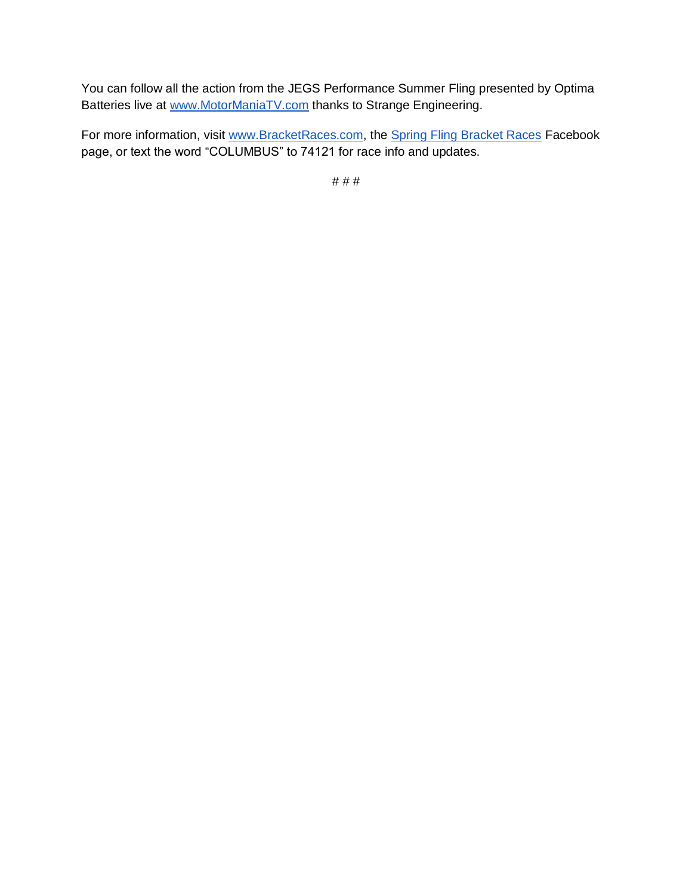You can follow all the action from the JEGS Performance Summer Fling presented by Optima Batteries live at [www.MotorManiaTV.com](http://www.MotorManiaTV.com) thanks to Strange Engineering.

For more information, visit [www.BracketRaces.com](http://www.BracketRaces.com), the [Spring Fling Bracket Races](#) Facebook page, or text the word "COLUMBUS" to 74121 for race info and updates.

# # #